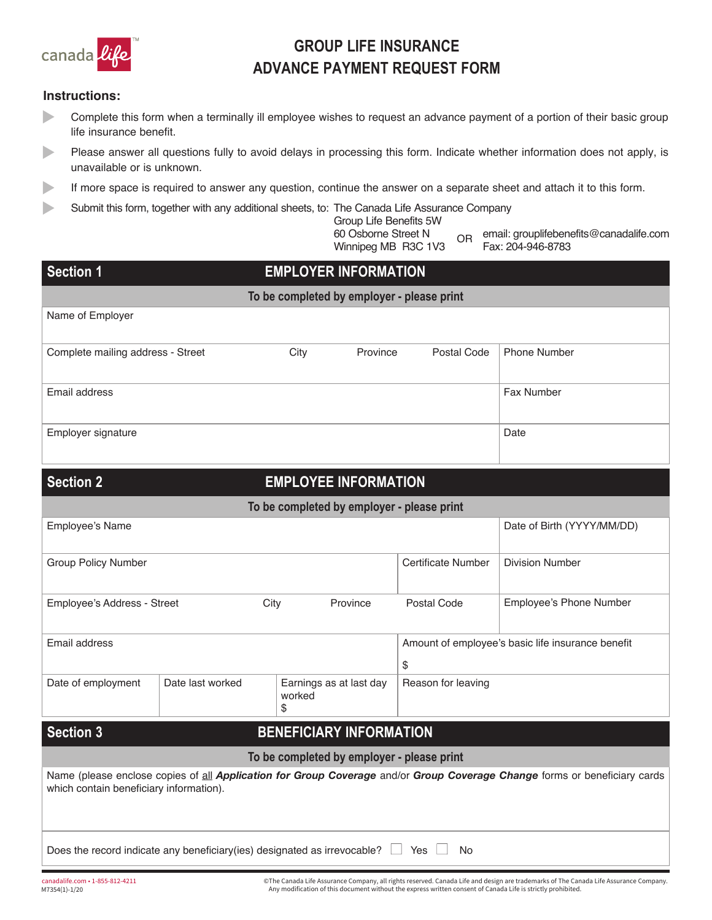# GROUP LIFE INSURANCE ADVANCE PAYMENT REQUEST FORM

## Instructions:

- Complete this form when a terminally ill employee wishes to request an advance payment of a portion of their basic group life insurance benefit.
- Please answer all questions fully to avoid delays in processing this form. Indicate whether information does not apply, is unavailable or is unknown.
- If more space is required to answer any question, continue the answer on a separate sheet and attach it to this form.
- Submit this form, together with any additional sheets, to: The Canada Life Assurance Company
  Group Life Benefits 5W
  60 Osborne Street N
  Winnipeg MB R3C 1V3

  OR

  email: grouplifebenefits@canadalife.com
  Fax: 204-946-8783

## Section 1 EMPLOYER INFORMATION

**To be completed by employer - please print**

| Name of Employer | | | | |
|---|---|---|---|---|
| Complete mailing address - Street | City | Province | Postal Code | Phone Number |
| Email address | | | | Fax Number |
| Employer signature | | | | Date |

## Section 2 EMPLOYEE INFORMATION

**To be completed by employer - please print**

| Employee's Name | | | | | Date of Birth (YYYY/MM/DD) |
|---|---|---|---|---|---|
| Group Policy Number | | | | Certificate Number | Division Number |
| Employee's Address - Street | | City | Province | Postal Code | Employee's Phone Number |
| Email address | | | | Amount of employee's basic life insurance benefit $ | |
| Date of employment | Date last worked | Earnings as at last day worked $ | | Reason for leaving | |

## Section 3 BENEFICIARY INFORMATION

**To be completed by employer - please print**

Name (please enclose copies of all ***Application for Group Coverage*** and/or ***Group Coverage Change*** forms or beneficiary cards which contain beneficiary information).

Does the record indicate any beneficiary(ies) designated as irrevocable? ☐ Yes ☐ No

canadalife.com • 1-855-812-4211
M7354(1)-1/20

©The Canada Life Assurance Company, all rights reserved. Canada Life and design are trademarks of The Canada Life Assurance Company. Any modification of this document without the express written consent of Canada Life is strictly prohibited.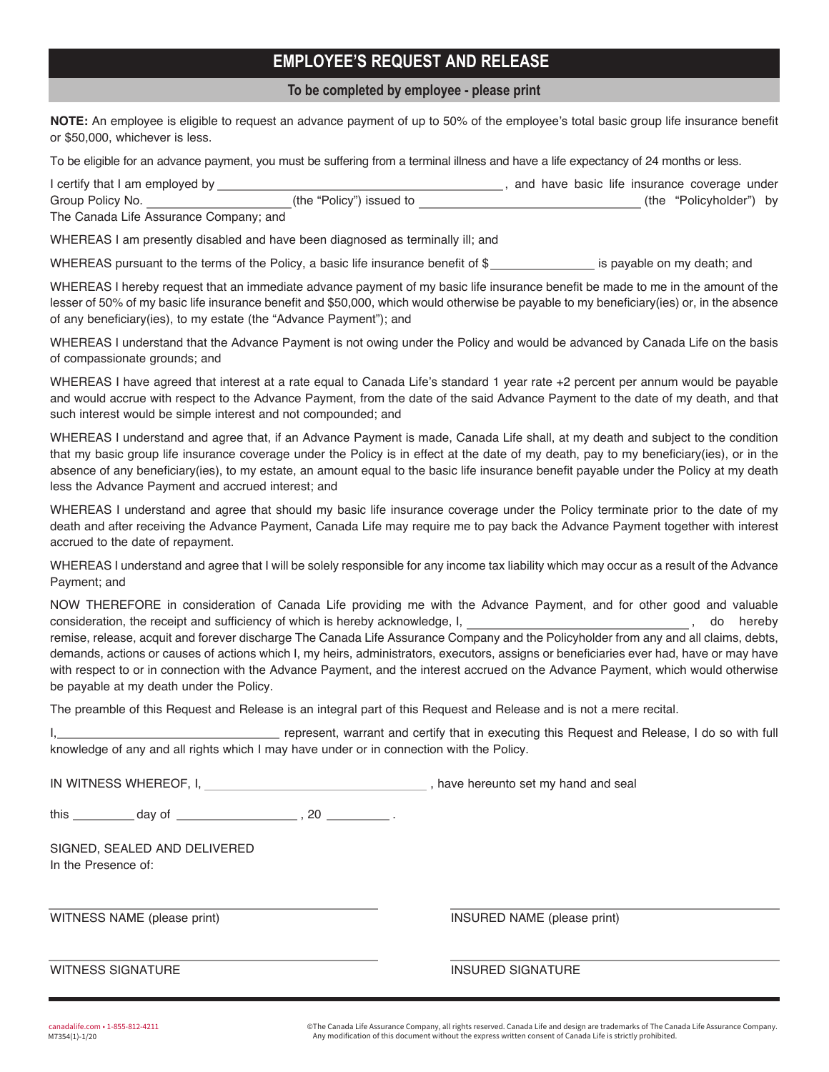# EMPLOYEE'S REQUEST AND RELEASE

**To be completed by employee - please print**

**NOTE:** An employee is eligible to request an advance payment of up to 50% of the employee's total basic group life insurance benefit or $50,000, whichever is less.

To be eligible for an advance payment, you must be suffering from a terminal illness and have a life expectancy of 24 months or less.

I certify that I am employed by ________________________________________, and have basic life insurance coverage under Group Policy No. ____________________(the "Policy") issued to ______________________________ (the "Policyholder") by The Canada Life Assurance Company; and

WHEREAS I am presently disabled and have been diagnosed as terminally ill; and

WHEREAS pursuant to the terms of the Policy, a basic life insurance benefit of $______________ is payable on my death; and

WHEREAS I hereby request that an immediate advance payment of my basic life insurance benefit be made to me in the amount of the lesser of 50% of my basic life insurance benefit and $50,000, which would otherwise be payable to my beneficiary(ies) or, in the absence of any beneficiary(ies), to my estate (the "Advance Payment"); and

WHEREAS I understand that the Advance Payment is not owing under the Policy and would be advanced by Canada Life on the basis of compassionate grounds; and

WHEREAS I have agreed that interest at a rate equal to Canada Life's standard 1 year rate +2 percent per annum would be payable and would accrue with respect to the Advance Payment, from the date of the said Advance Payment to the date of my death, and that such interest would be simple interest and not compounded; and

WHEREAS I understand and agree that, if an Advance Payment is made, Canada Life shall, at my death and subject to the condition that my basic group life insurance coverage under the Policy is in effect at the date of my death, pay to my beneficiary(ies), or in the absence of any beneficiary(ies), to my estate, an amount equal to the basic life insurance benefit payable under the Policy at my death less the Advance Payment and accrued interest; and

WHEREAS I understand and agree that should my basic life insurance coverage under the Policy terminate prior to the date of my death and after receiving the Advance Payment, Canada Life may require me to pay back the Advance Payment together with interest accrued to the date of repayment.

WHEREAS I understand and agree that I will be solely responsible for any income tax liability which may occur as a result of the Advance Payment; and

NOW THEREFORE in consideration of Canada Life providing me with the Advance Payment, and for other good and valuable consideration, the receipt and sufficiency of which is hereby acknowledge, I, ______________________________, do hereby remise, release, acquit and forever discharge The Canada Life Assurance Company and the Policyholder from any and all claims, debts, demands, actions or causes of actions which I, my heirs, administrators, executors, assigns or beneficiaries ever had, have or may have with respect to or in connection with the Advance Payment, and the interest accrued on the Advance Payment, which would otherwise be payable at my death under the Policy.

The preamble of this Request and Release is an integral part of this Request and Release and is not a mere recital.

I,______________________________ represent, warrant and certify that in executing this Request and Release, I do so with full knowledge of any and all rights which I may have under or in connection with the Policy.

IN WITNESS WHEREOF, I, ______________________________, have hereunto set my hand and seal

this _________ day of _________________, 20 _________.

SIGNED, SEALED AND DELIVERED
In the Presence of:

______________________________
WITNESS NAME (please print)

______________________________
INSURED NAME (please print)

______________________________
WITNESS SIGNATURE

______________________________
INSURED SIGNATURE

canadalife.com • 1-855-812-4211
M7354(1)-1/20

©The Canada Life Assurance Company, all rights reserved. Canada Life and design are trademarks of The Canada Life Assurance Company. Any modification of this document without the express written consent of Canada Life is strictly prohibited.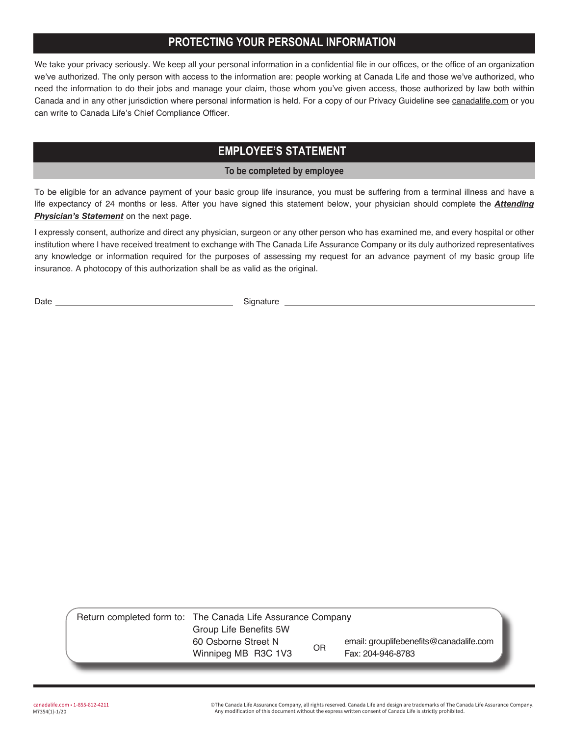## PROTECTING YOUR PERSONAL INFORMATION

We take your privacy seriously. We keep all your personal information in a confidential file in our offices, or the office of an organization we've authorized. The only person with access to the information are: people working at Canada Life and those we've authorized, who need the information to do their jobs and manage your claim, those whom you've given access, those authorized by law both within Canada and in any other jurisdiction where personal information is held. For a copy of our Privacy Guideline see canadalife.com or you can write to Canada Life's Chief Compliance Officer.

## EMPLOYEE'S STATEMENT

**To be completed by employee**

To be eligible for an advance payment of your basic group life insurance, you must be suffering from a terminal illness and have a life expectancy of 24 months or less. After you have signed this statement below, your physician should complete the ***Attending Physician's Statement*** on the next page.

I expressly consent, authorize and direct any physician, surgeon or any other person who has examined me, and every hospital or other institution where I have received treatment to exchange with The Canada Life Assurance Company or its duly authorized representatives any knowledge or information required for the purposes of assessing my request for an advance payment of my basic group life insurance. A photocopy of this authorization shall be as valid as the original.

Date ______________________________ Signature ______________________________________________

Return completed form to: The Canada Life Assurance Company
Group Life Benefits 5W
60 Osborne Street N
Winnipeg MB R3C 1V3

OR

email: grouplifebenefits@canadalife.com
Fax: 204-946-8783

canadalife.com • 1-855-812-4211
M7354(1)-1/20

©The Canada Life Assurance Company, all rights reserved. Canada Life and design are trademarks of The Canada Life Assurance Company. Any modification of this document without the express written consent of Canada Life is strictly prohibited.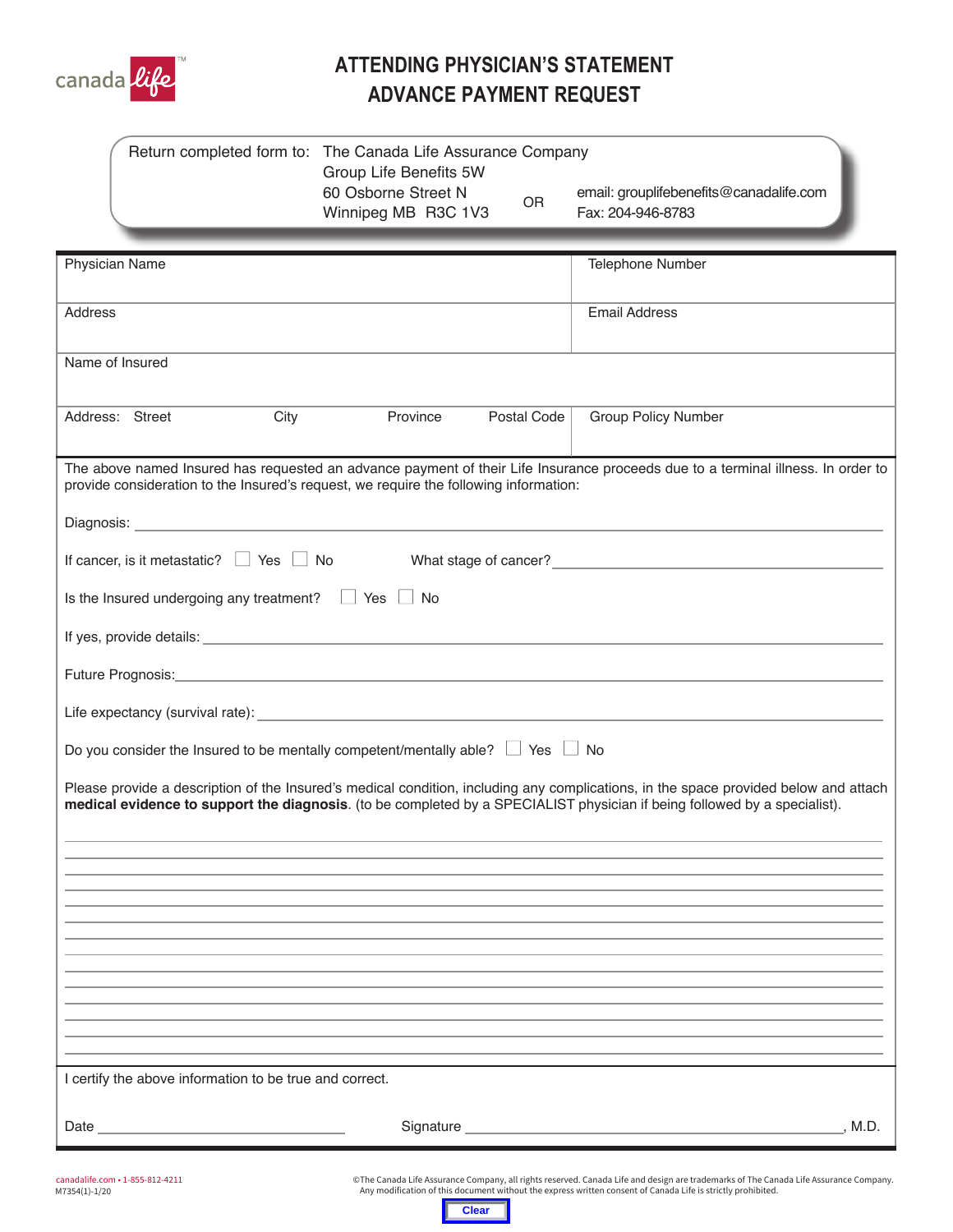canada life

# ATTENDING PHYSICIAN'S STATEMENT
# ADVANCE PAYMENT REQUEST

Return completed form to: The Canada Life Assurance Company
Group Life Benefits 5W
60 Osborne Street N
Winnipeg MB R3C 1V3

OR

email: grouplifebenefits@canadalife.com
Fax: 204-946-8783

| | |
|---|---|
| Physician Name | Telephone Number |
| Address | Email Address |
| Name of Insured | |
| Address: Street City Province Postal Code | Group Policy Number |

The above named Insured has requested an advance payment of their Life Insurance proceeds due to a terminal illness. In order to provide consideration to the Insured's request, we require the following information:

Diagnosis: ______________________________

If cancer, is it metastatic? ☐ Yes ☐ No What stage of cancer? ______________________________

Is the Insured undergoing any treatment? ☐ Yes ☐ No

If yes, provide details: ______________________________

Future Prognosis: ______________________________

Life expectancy (survival rate): ______________________________

Do you consider the Insured to be mentally competent/mentally able? ☐ Yes ☐ No

Please provide a description of the Insured's medical condition, including any complications, in the space provided below and attach **medical evidence to support the diagnosis**. (to be completed by a SPECIALIST physician if being followed by a specialist).

______________________________

______________________________

______________________________

______________________________

______________________________

______________________________

______________________________

______________________________

______________________________

______________________________

______________________________

______________________________

______________________________

I certify the above information to be true and correct.

Date ______________________ Signature ______________________________, M.D.

canadalife.com • 1-855-812-4211
M7354(1)-1/20

©The Canada Life Assurance Company, all rights reserved. Canada Life and design are trademarks of The Canada Life Assurance Company. Any modification of this document without the express written consent of Canada Life is strictly prohibited.

Clear